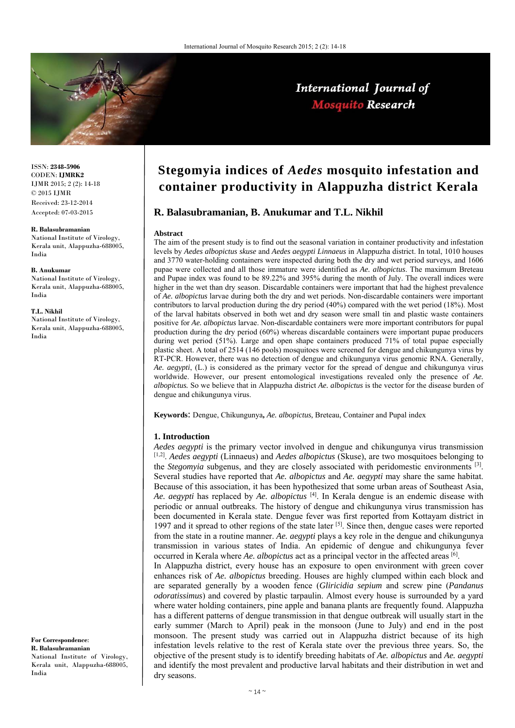# Stegomyia indices of *Aedes* mosquito infestation and container productivity in Alappuzha district Kerala

**R. Balasubramanian, B. Anukumar and T.L. Nikhil**

ISSN: **2348-5906**
CODEN: **IJMRK2**
IJMR 2015; 2 (2): 14-18
© 2015 IJMR
Received: 23-12-2014
Accepted: 07-03-2015

**R. Balasubramanian**
National Institute of Virology, Kerala unit, Alappuzha-688005, India

**B. Anukumar**
National Institute of Virology, Kerala unit, Alappuzha-688005, India

**T.L. Nikhil**
National Institute of Virology, Kerala unit, Alappuzha-688005, India

**For Correspondence**:
**R. Balasubramanian**
National Institute of Virology, Kerala unit, Alappuzha-688005, India

**Abstract**

The aim of the present study is to find out the seasonal variation in container productivity and infestation levels by *Aedes albopictus skuse* and *Aedes aegypti Linnaeus* in Alappuzha district. In total, 1010 houses and 3770 water-holding containers were inspected during both the dry and wet period surveys, and 1606 pupae were collected and all those immature were identified as *Ae. albopictus*. The maximum Breteau and Pupae index was found to be 89.22% and 395% during the month of July. The overall indices were higher in the wet than dry season. Discardable containers were important that had the highest prevalence of *Ae. albopictus* larvae during both the dry and wet periods. Non-discardable containers were important contributors to larval production during the dry period (40%) compared with the wet period (18%). Most of the larval habitats observed in both wet and dry season were small tin and plastic waste containers positive for *Ae. albopictus* larvae. Non-discardable containers were more important contributors for pupal production during the dry period (60%) whereas discardable containers were important pupae producers during wet period (51%). Large and open shape containers produced 71% of total pupae especially plastic sheet. A total of 2514 (146 pools) mosquitoes were screened for dengue and chikungunya virus by RT-PCR. However, there was no detection of dengue and chikungunya virus genomic RNA. Generally, *Ae. aegypti*, (L.) is considered as the primary vector for the spread of dengue and chikungunya virus worldwide. However, our present entomological investigations revealed only the presence of *Ae. albopictus.* So we believe that in Alappuzha district *Ae. albopictus* is the vector for the disease burden of dengue and chikungunya virus.

**Keywords**: Dengue, Chikungunya**,** *Ae. albopictus,* Breteau, Container and Pupal index

## 1. Introduction

*Aedes aegypti* is the primary vector involved in dengue and chikungunya virus transmission [1,2]. *Aedes aegypti* (Linnaeus) and *Aedes albopictus* (Skuse), are two mosquitoes belonging to the *Stegomyia* subgenus, and they are closely associated with peridomestic environments [3]. Several studies have reported that *Ae. albopictus* and *Ae. aegypti* may share the same habitat. Because of this association, it has been hypothesized that some urban areas of Southeast Asia, *Ae. aegypti* has replaced by *Ae. albopictus* [4]. In Kerala dengue is an endemic disease with periodic or annual outbreaks. The history of dengue and chikungunya virus transmission has been documented in Kerala state. Dengue fever was first reported from Kottayam district in 1997 and it spread to other regions of the state later [5]. Since then, dengue cases were reported from the state in a routine manner. *Ae. aegypti* plays a key role in the dengue and chikungunya transmission in various states of India. An epidemic of dengue and chikungunya fever occurred in Kerala where *Ae. albopictus* act as a principal vector in the affected areas [6].

In Alappuzha district, every house has an exposure to open environment with green cover enhances risk of *Ae. albopictus* breeding. Houses are highly clumped within each block and are separated generally by a wooden fence (*Gliricidia sepium* and screw pine (*Pandanus odoratissimus*) and covered by plastic tarpaulin. Almost every house is surrounded by a yard where water holding containers, pine apple and banana plants are frequently found. Alappuzha has a different patterns of dengue transmission in that dengue outbreak will usually start in the early summer (March to April) peak in the monsoon (June to July) and end in the post monsoon. The present study was carried out in Alappuzha district because of its high infestation levels relative to the rest of Kerala state over the previous three years. So, the objective of the present study is to identify breeding habitats of *Ae. albopictus* and *Ae. aegypti* and identify the most prevalent and productive larval habitats and their distribution in wet and dry seasons.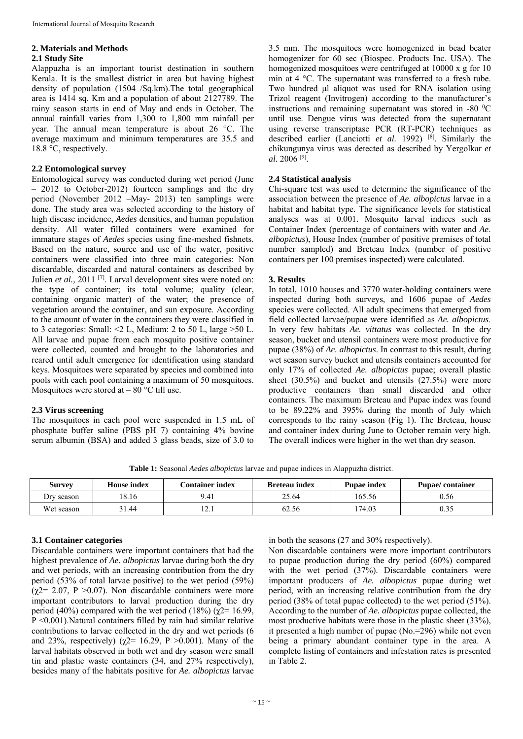## 2. Materials and Methods

### 2.1 Study Site

Alappuzha is an important tourist destination in southern Kerala. It is the smallest district in area but having highest density of population (1504 /Sq.km).The total geographical area is 1414 sq. Km and a population of about 2127789. The rainy season starts in end of May and ends in October. The annual rainfall varies from 1,300 to 1,800 mm rainfall per year. The annual mean temperature is about 26 °C. The average maximum and minimum temperatures are 35.5 and 18.8 °C, respectively.

### 2.2 Entomological survey

Entomological survey was conducted during wet period (June – 2012 to October-2012) fourteen samplings and the dry period (November 2012 –May- 2013) ten samplings were done. The study area was selected according to the history of high disease incidence, *Aedes* densities, and human population density. All water filled containers were examined for immature stages of *Aedes* species using fine-meshed fishnets. Based on the nature, source and use of the water, positive containers were classified into three main categories: Non discardable, discarded and natural containers as described by Julien *et al.,* 2011 [7]. Larval development sites were noted on: the type of container; its total volume; quality (clear, containing organic matter) of the water; the presence of vegetation around the container, and sun exposure. According to the amount of water in the containers they were classified in to 3 categories: Small: <2 L, Medium: 2 to 50 L, large >50 L. All larvae and pupae from each mosquito positive container were collected, counted and brought to the laboratories and reared until adult emergence for identification using standard keys. Mosquitoes were separated by species and combined into pools with each pool containing a maximum of 50 mosquitoes. Mosquitoes were stored at – 80 °C till use.

### 2.3 Virus screening

The mosquitoes in each pool were suspended in 1.5 mL of phosphate buffer saline (PBS pH 7) containing 4% bovine serum albumin (BSA) and added 3 glass beads, size of 3.0 to 3.5 mm. The mosquitoes were homogenized in bead beater homogenizer for 60 sec (Biospec. Products Inc. USA). The homogenized mosquitoes were centrifuged at 10000 x g for 10 min at 4 °C. The supernatant was transferred to a fresh tube. Two hundred µl aliquot was used for RNA isolation using Trizol reagent (Invitrogen) according to the manufacturer's instructions and remaining supernatant was stored in -80 $^0$C until use. Dengue virus was detected from the supernatant using reverse transcriptase PCR (RT-PCR) techniques as described earlier (Lanciotti *et al.* 1992) [8]. Similarly the chikungunya virus was detected as described by Yergolkar *et al.* 2006 [9].

### 2.4 Statistical analysis

Chi-square test was used to determine the significance of the association between the presence of *Ae. albopictus* larvae in a habitat and habitat type. The significance levels for statistical analyses was at 0.001. Mosquito larval indices such as Container Index (percentage of containers with water and *Ae. albopictus*), House Index (number of positive premises of total number sampled) and Breteau Index (number of positive containers per 100 premises inspected) were calculated.

## 3. Results

In total, 1010 houses and 3770 water-holding containers were inspected during both surveys, and 1606 pupae of *Aedes* species were collected. All adult specimens that emerged from field collected larvae/pupae were identified as *Ae. albopictus*. In very few habitats *Ae. vittatus* was collected. In the dry season, bucket and utensil containers were most productive for pupae (38%) of *Ae. albopictus*. In contrast to this result, during wet season survey bucket and utensils containers accounted for only 17% of collected *Ae. albopictus* pupae; overall plastic sheet (30.5%) and bucket and utensils (27.5%) were more productive containers than small discarded and other containers. The maximum Breteau and Pupae index was found to be 89.22% and 395% during the month of July which corresponds to the rainy season (Fig 1). The Breteau, house and container index during June to October remain very high. The overall indices were higher in the wet than dry season.

**Table 1:** Seasonal *Aedes albopictus* larvae and pupae indices in Alappuzha district.

| Survey | House index | Container index | Breteau index | Pupae index | Pupae/ container |
|---|---|---|---|---|---|
| Dry season | 18.16 | 9.41 | 25.64 | 165.56 | 0.56 |
| Wet season | 31.44 | 12.1 | 62.56 | 174.03 | 0.35 |

### 3.1 Container categories

Discardable containers were important containers that had the highest prevalence of *Ae. albopictus* larvae during both the dry and wet periods, with an increasing contribution from the dry period (53% of total larvae positive) to the wet period (59%) ($\chi2$= 2.07, P >0.07). Non discardable containers were more important contributors to larval production during the dry period (40%) compared with the wet period (18%) ($\chi2$= 16.99, P <0.001).Natural containers filled by rain had similar relative contributions to larvae collected in the dry and wet periods (6 and 23%, respectively) ($\chi2$= 16.29, P >0.001). Many of the larval habitats observed in both wet and dry season were small tin and plastic waste containers (34, and 27% respectively), besides many of the habitats positive for *Ae. albopictus* larvae in both the seasons (27 and 30% respectively).

Non discardable containers were more important contributors to pupae production during the dry period (60%) compared with the wet period (37%). Discardable containers were important producers of *Ae. albopictus* pupae during wet period, with an increasing relative contribution from the dry period (38% of total pupae collected) to the wet period (51%). According to the number of *Ae. albopictus* pupae collected, the most productive habitats were those in the plastic sheet (33%), it presented a high number of pupae (No.=296) while not even being a primary abundant container type in the area. A complete listing of containers and infestation rates is presented in Table 2.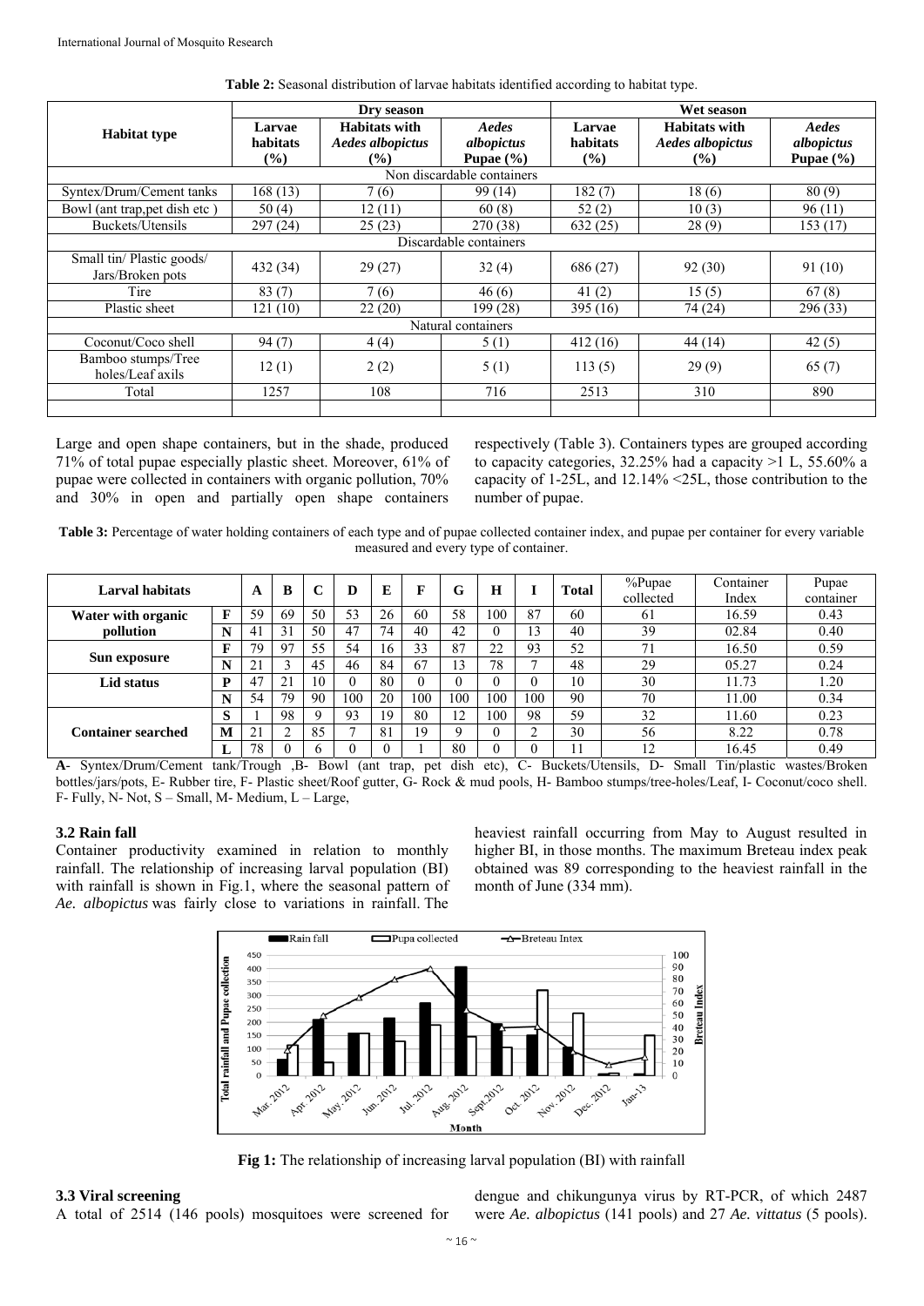**Table 2:** Seasonal distribution of larvae habitats identified according to habitat type.

| Habitat type | Dry season | | | Wet season | | |
|---|---|---|---|---|---|---|
| | Larvae habitats (%) | Habitats with *Aedes albopictus* (%) | *Aedes albopictus* Pupae (%) | Larvae habitats (%) | Habitats with *Aedes albopictus* (%) | *Aedes albopictus* Pupae (%) |
| Non discardable containers | | | | | | |
| Syntex/Drum/Cement tanks | 168 (13) | 7 (6) | 99 (14) | 182 (7) | 18 (6) | 80 (9) |
| Bowl (ant trap,pet dish etc ) | 50 (4) | 12 (11) | 60 (8) | 52 (2) | 10 (3) | 96 (11) |
| Buckets/Utensils | 297 (24) | 25 (23) | 270 (38) | 632 (25) | 28 (9) | 153 (17) |
| Discardable containers | | | | | | |
| Small tin/ Plastic goods/ Jars/Broken pots | 432 (34) | 29 (27) | 32 (4) | 686 (27) | 92 (30) | 91 (10) |
| Tire | 83 (7) | 7 (6) | 46 (6) | 41 (2) | 15 (5) | 67 (8) |
| Plastic sheet | 121 (10) | 22 (20) | 199 (28) | 395 (16) | 74 (24) | 296 (33) |
| Natural containers | | | | | | |
| Coconut/Coco shell | 94 (7) | 4 (4) | 5 (1) | 412 (16) | 44 (14) | 42 (5) |
| Bamboo stumps/Tree holes/Leaf axils | 12 (1) | 2 (2) | 5 (1) | 113 (5) | 29 (9) | 65 (7) |
| Total | 1257 | 108 | 716 | 2513 | 310 | 890 |

Large and open shape containers, but in the shade, produced 71% of total pupae especially plastic sheet. Moreover, 61% of pupae were collected in containers with organic pollution, 70% and 30% in open and partially open shape containers respectively (Table 3). Containers types are grouped according to capacity categories, 32.25% had a capacity >1 L, 55.60% a capacity of 1-25L, and 12.14% <25L, those contribution to the number of pupae.

**Table 3:** Percentage of water holding containers of each type and of pupae collected container index, and pupae per container for every variable measured and every type of container.

| Larval habitats | | A | B | C | D | E | F | G | H | I | Total | %Pupae collected | Container Index | Pupae container |
|---|---|---|---|---|---|---|---|---|---|---|---|---|---|---|
| Water with organic pollution | F | 59 | 69 | 50 | 53 | 26 | 60 | 58 | 100 | 87 | 60 | 61 | 16.59 | 0.43 |
| | N | 41 | 31 | 50 | 47 | 74 | 40 | 42 | 0 | 13 | 40 | 39 | 02.84 | 0.40 |
| Sun exposure | F | 79 | 97 | 55 | 54 | 16 | 33 | 87 | 22 | 93 | 52 | 71 | 16.50 | 0.59 |
| | N | 21 | 3 | 45 | 46 | 84 | 67 | 13 | 78 | 7 | 48 | 29 | 05.27 | 0.24 |
| Lid status | P | 47 | 21 | 10 | 0 | 80 | 0 | 0 | 0 | 0 | 10 | 30 | 11.73 | 1.20 |
| | N | 54 | 79 | 90 | 100 | 20 | 100 | 100 | 100 | 100 | 90 | 70 | 11.00 | 0.34 |
| Container searched | S | 1 | 98 | 9 | 93 | 19 | 80 | 12 | 100 | 98 | 59 | 32 | 11.60 | 0.23 |
| | M | 21 | 2 | 85 | 7 | 81 | 19 | 9 | 0 | 2 | 30 | 56 | 8.22 | 0.78 |
| | L | 78 | 0 | 6 | 0 | 0 | 1 | 80 | 0 | 0 | 11 | 12 | 16.45 | 0.49 |

**A**- Syntex/Drum/Cement tank/Trough ,B- Bowl (ant trap, pet dish etc), C- Buckets/Utensils, D- Small Tin/plastic wastes/Broken bottles/jars/pots, E- Rubber tire, F- Plastic sheet/Roof gutter, G- Rock & mud pools, H- Bamboo stumps/tree-holes/Leaf, I- Coconut/coco shell. F- Fully, N- Not, S – Small, M- Medium, L – Large,

### 3.2 Rain fall

Container productivity examined in relation to monthly rainfall. The relationship of increasing larval population (BI) with rainfall is shown in Fig.1, where the seasonal pattern of *Ae. albopictus* was fairly close to variations in rainfall. The heaviest rainfall occurring from May to August resulted in higher BI, in those months. The maximum Breteau index peak obtained was 89 corresponding to the heaviest rainfall in the month of June (334 mm).

**Fig 1:** The relationship of increasing larval population (BI) with rainfall

### 3.3 Viral screening

A total of 2514 (146 pools) mosquitoes were screened for dengue and chikungunya virus by RT-PCR, of which 2487 were *Ae. albopictus* (141 pools) and 27 *Ae. vittatus* (5 pools).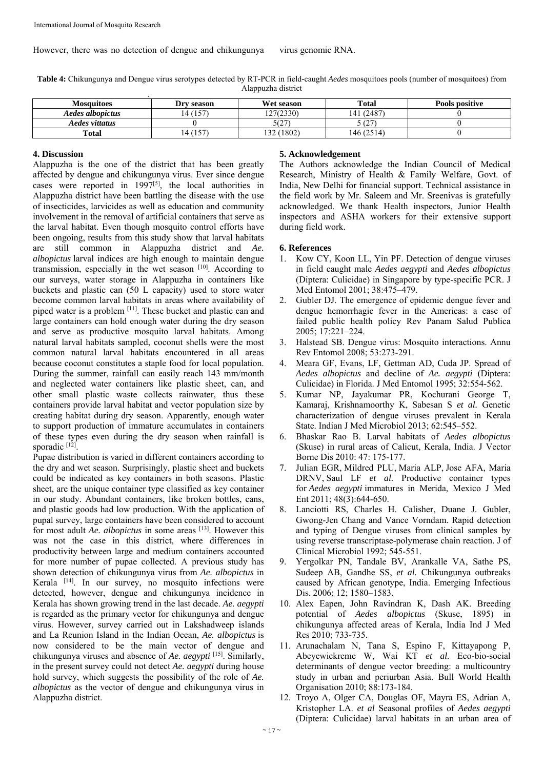However, there was no detection of dengue and chikungunya virus genomic RNA.

**Table 4:** Chikungunya and Dengue virus serotypes detected by RT-PCR in field-caught *Aedes* mosquitoes pools (number of mosquitoes) from Alappuzha district

| Mosquitoes | Dry season | Wet season | Total | Pools positive |
|---|---|---|---|---|
| *Aedes albopictus* | 14 (157) | 127(2330) | 141 (2487) | 0 |
| *Aedes vittatus* | 0 | 5(27) | 5 (27) | 0 |
| **Total** | 14 (157) | 132 (1802) | 146 (2514) | 0 |

## 4. Discussion

Alappuzha is the one of the district that has been greatly affected by dengue and chikungunya virus. Ever since dengue cases were reported in 1997[5], the local authorities in Alappuzha district have been battling the disease with the use of insecticides, larvicides as well as education and community involvement in the removal of artificial containers that serve as the larval habitat. Even though mosquito control efforts have been ongoing, results from this study show that larval habitats are still common in Alappuzha district and *Ae. albopictus* larval indices are high enough to maintain dengue transmission, especially in the wet season [10]. According to our surveys, water storage in Alappuzha in containers like buckets and plastic can (50 L capacity) used to store water become common larval habitats in areas where availability of piped water is a problem [11]. These bucket and plastic can and large containers can hold enough water during the dry season and serve as productive mosquito larval habitats. Among natural larval habitats sampled, coconut shells were the most common natural larval habitats encountered in all areas because coconut constitutes a staple food for local population. During the summer, rainfall can easily reach 143 mm/month and neglected water containers like plastic sheet, can, and other small plastic waste collects rainwater, thus these containers provide larval habitat and vector population size by creating habitat during dry season. Apparently, enough water to support production of immature accumulates in containers of these types even during the dry season when rainfall is sporadic [12].

Pupae distribution is varied in different containers according to the dry and wet season. Surprisingly, plastic sheet and buckets could be indicated as key containers in both seasons. Plastic sheet, are the unique container type classified as key container in our study. Abundant containers, like broken bottles, cans, and plastic goods had low production. With the application of pupal survey, large containers have been considered to account for most adult *Ae. albopictus* in some areas [13]. However this was not the case in this district, where differences in productivity between large and medium containers accounted for more number of pupae collected. A previous study has shown detection of chikungunya virus from *Ae. albopictus* in Kerala [14]. In our survey, no mosquito infections were detected, however, dengue and chikungunya incidence in Kerala has shown growing trend in the last decade. *Ae. aegypti* is regarded as the primary vector for chikungunya and dengue virus. However, survey carried out in Lakshadweep islands and La Reunion Island in the Indian Ocean, *Ae. albopictus* is now considered to be the main vector of dengue and chikungunya viruses and absence of *Ae. aegypti* [15]. Similarly, in the present survey could not detect *Ae. aegypti* during house hold survey, which suggests the possibility of the role of *Ae. albopictus* as the vector of dengue and chikungunya virus in Alappuzha district.

## 5. Acknowledgement

The Authors acknowledge the Indian Council of Medical Research, Ministry of Health & Family Welfare, Govt. of India, New Delhi for financial support. Technical assistance in the field work by Mr. Saleem and Mr. Sreenivas is gratefully acknowledged. We thank Health inspectors, Junior Health inspectors and ASHA workers for their extensive support during field work.

## 6. References

1. Kow CY, Koon LL, Yin PF. Detection of dengue viruses in field caught male *Aedes aegypti* and *Aedes albopictus* (Diptera: Culicidae) in Singapore by type-specific PCR. J Med Entomol 2001; 38:475–479.
2. Gubler DJ. The emergence of epidemic dengue fever and dengue hemorrhagic fever in the Americas: a case of failed public health policy Rev Panam Salud Publica 2005; 17:221–224.
3. Halstead SB. Dengue virus: Mosquito interactions. Annu Rev Entomol 2008; 53:273-291.
4. Meara GF, Evans, LF, Gettman AD, Cuda JP. Spread of *Aedes albopictus* and decline of *Ae. aegypti* (Diptera: Culicidae) in Florida. J Med Entomol 1995; 32:554-562.
5. Kumar NP, Jayakumar PR, Kochurani George T, Kamaraj, Krishnamoorthy K, Sabesan S *et al.* Genetic characterization of dengue viruses prevalent in Kerala State. Indian J Med Microbiol 2013; 62:545–552.
6. Bhaskar Rao B. Larval habitats of *Aedes albopictus* (Skuse) in rural areas of Calicut, Kerala, India. J Vector Borne Dis 2010: 47: 175-177.
7. Julian EGR, Mildred PLU, Maria ALP, Jose AFA, Maria DRNV, Saul LF *et al.* Productive container types for *Aedes aegypti* immatures in Merida, Mexico J Med Ent 2011; 48(3):644-650.
8. Lanciotti RS, Charles H. Calisher, Duane J. Gubler, Gwong-Jen Chang and Vance Vorndam. Rapid detection and typing of Dengue viruses from clinical samples by using reverse transcriptase-polymerase chain reaction. J of Clinical Microbiol 1992; 545-551.
9. Yergolkar PN, Tandale BV, Arankalle VA, Sathe PS, Sudeep AB, Gandhe SS, *et al.* Chikungunya outbreaks caused by African genotype, India. Emerging Infectious Dis. 2006; 12; 1580–1583.
10. Alex Eapen, John Ravindran K, Dash AK. Breeding potential of *Aedes albopictus* (Skuse, 1895) in chikungunya affected areas of Kerala, India Ind J Med Res 2010; 733-735.
11. Arunachalam N, Tana S, Espino F, Kittayapong P, Abeyewickreme W, Wai KT *et al.* Eco-bio-social determinants of dengue vector breeding: a multicountry study in urban and periurban Asia. Bull World Health Organisation 2010; 88:173-184.
12. Troyo A, Olger CA, Douglas OF, Mayra ES, Adrian A, Kristopher LA. *et al* Seasonal profiles of *Aedes aegypti* (Diptera: Culicidae) larval habitats in an urban area of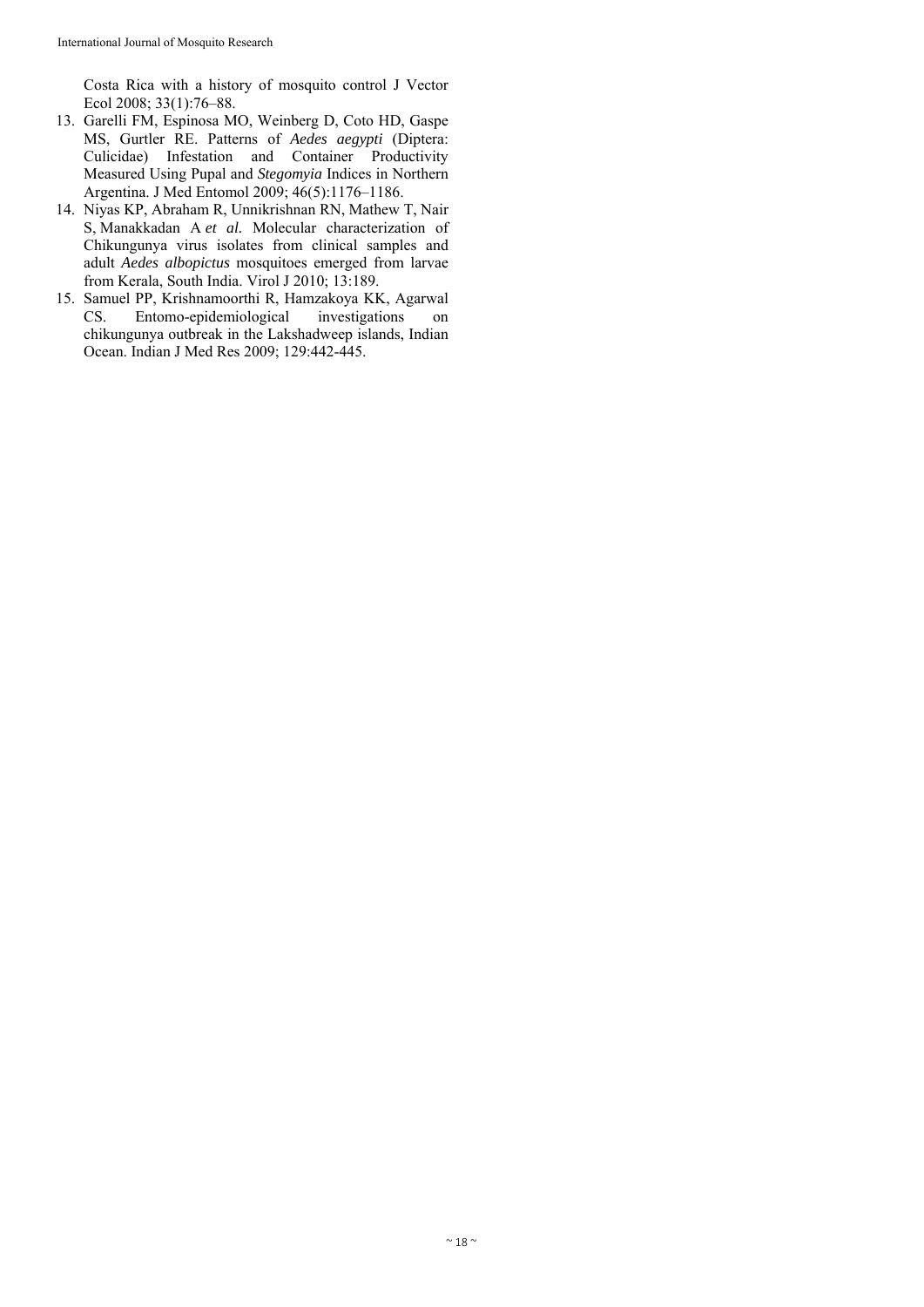Costa Rica with a history of mosquito control J Vector Ecol 2008; 33(1):76–88.

13. Garelli FM, Espinosa MO, Weinberg D, Coto HD, Gaspe MS, Gurtler RE. Patterns of *Aedes aegypti* (Diptera: Culicidae) Infestation and Container Productivity Measured Using Pupal and *Stegomyia* Indices in Northern Argentina. J Med Entomol 2009; 46(5):1176–1186.
14. Niyas KP, Abraham R, Unnikrishnan RN, Mathew T, Nair S, Manakkadan A *et al.* Molecular characterization of Chikungunya virus isolates from clinical samples and adult *Aedes albopictus* mosquitoes emerged from larvae from Kerala, South India. Virol J 2010; 13:189.
15. Samuel PP, Krishnamoorthi R, Hamzakoya KK, Agarwal CS. Entomo-epidemiological investigations on chikungunya outbreak in the Lakshadweep islands, Indian Ocean. Indian J Med Res 2009; 129:442-445.